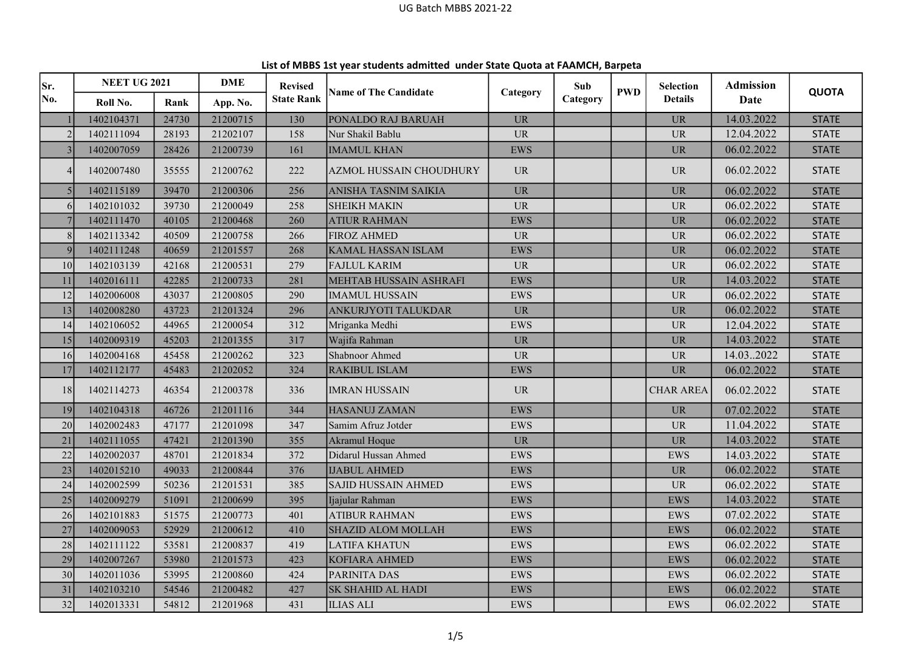## List of MBBS 1st year students admitted under State Quota at FAAMCH, Barpeta

| Sr. No. | NEET UG 2021 | | DME | Revised State Rank | Name of The Candidate | Category | Sub Category | PWD | Selection Details | Admission Date | QUOTA |
|---|---|---|---|---|---|---|---|---|---|---|---|
| | Roll No. | Rank | App. No. | | | | | | | | |
| 1 | 1402104371 | 24730 | 21200715 | 130 | PONALDO RAJ BARUAH | UR | | | UR | 14.03.2022 | STATE |
| 2 | 1402111094 | 28193 | 21202107 | 158 | Nur Shakil Bablu | UR | | | UR | 12.04.2022 | STATE |
| 3 | 1402007059 | 28426 | 21200739 | 161 | IMAMUL KHAN | EWS | | | UR | 06.02.2022 | STATE |
| 4 | 1402007480 | 35555 | 21200762 | 222 | AZMOL HUSSAIN CHOUDHURY | UR | | | UR | 06.02.2022 | STATE |
| 5 | 1402115189 | 39470 | 21200306 | 256 | ANISHA TASNIM SAIKIA | UR | | | UR | 06.02.2022 | STATE |
| 6 | 1402101032 | 39730 | 21200049 | 258 | SHEIKH MAKIN | UR | | | UR | 06.02.2022 | STATE |
| 7 | 1402111470 | 40105 | 21200468 | 260 | ATIUR RAHMAN | EWS | | | UR | 06.02.2022 | STATE |
| 8 | 1402113342 | 40509 | 21200758 | 266 | FIROZ AHMED | UR | | | UR | 06.02.2022 | STATE |
| 9 | 1402111248 | 40659 | 21201557 | 268 | KAMAL HASSAN ISLAM | EWS | | | UR | 06.02.2022 | STATE |
| 10 | 1402103139 | 42168 | 21200531 | 279 | FAJLUL KARIM | UR | | | UR | 06.02.2022 | STATE |
| 11 | 1402016111 | 42285 | 21200733 | 281 | MEHTAB HUSSAIN ASHRAFI | EWS | | | UR | 14.03.2022 | STATE |
| 12 | 1402006008 | 43037 | 21200805 | 290 | IMAMUL HUSSAIN | EWS | | | UR | 06.02.2022 | STATE |
| 13 | 1402008280 | 43723 | 21201324 | 296 | ANKURJYOTI TALUKDAR | UR | | | UR | 06.02.2022 | STATE |
| 14 | 1402106052 | 44965 | 21200054 | 312 | Mriganka Medhi | EWS | | | UR | 12.04.2022 | STATE |
| 15 | 1402009319 | 45203 | 21201355 | 317 | Wajifa Rahman | UR | | | UR | 14.03.2022 | STATE |
| 16 | 1402004168 | 45458 | 21200262 | 323 | Shabnoor Ahmed | UR | | | UR | 14.03..2022 | STATE |
| 17 | 1402112177 | 45483 | 21202052 | 324 | RAKIBUL ISLAM | EWS | | | UR | 06.02.2022 | STATE |
| 18 | 1402114273 | 46354 | 21200378 | 336 | IMRAN HUSSAIN | UR | | | CHAR AREA | 06.02.2022 | STATE |
| 19 | 1402104318 | 46726 | 21201116 | 344 | HASANUJ ZAMAN | EWS | | | UR | 07.02.2022 | STATE |
| 20 | 1402002483 | 47177 | 21201098 | 347 | Samim Afruz Jotder | EWS | | | UR | 11.04.2022 | STATE |
| 21 | 1402111055 | 47421 | 21201390 | 355 | Akramul Hoque | UR | | | UR | 14.03.2022 | STATE |
| 22 | 1402002037 | 48701 | 21201834 | 372 | Didarul Hussan Ahmed | EWS | | | EWS | 14.03.2022 | STATE |
| 23 | 1402015210 | 49033 | 21200844 | 376 | IJABUL AHMED | EWS | | | UR | 06.02.2022 | STATE |
| 24 | 1402002599 | 50236 | 21201531 | 385 | SAJID HUSSAIN AHMED | EWS | | | UR | 06.02.2022 | STATE |
| 25 | 1402009279 | 51091 | 21200699 | 395 | Ijajular Rahman | EWS | | | EWS | 14.03.2022 | STATE |
| 26 | 1402101883 | 51575 | 21200773 | 401 | ATIBUR RAHMAN | EWS | | | EWS | 07.02.2022 | STATE |
| 27 | 1402009053 | 52929 | 21200612 | 410 | SHAZID ALOM MOLLAH | EWS | | | EWS | 06.02.2022 | STATE |
| 28 | 1402111122 | 53581 | 21200837 | 419 | LATIFA KHATUN | EWS | | | EWS | 06.02.2022 | STATE |
| 29 | 1402007267 | 53980 | 21201573 | 423 | KOFIARA AHMED | EWS | | | EWS | 06.02.2022 | STATE |
| 30 | 1402011036 | 53995 | 21200860 | 424 | PARINITA DAS | EWS | | | EWS | 06.02.2022 | STATE |
| 31 | 1402103210 | 54546 | 21200482 | 427 | SK SHAHID AL HADI | EWS | | | EWS | 06.02.2022 | STATE |
| 32 | 1402013331 | 54812 | 21201968 | 431 | ILIAS ALI | EWS | | | EWS | 06.02.2022 | STATE |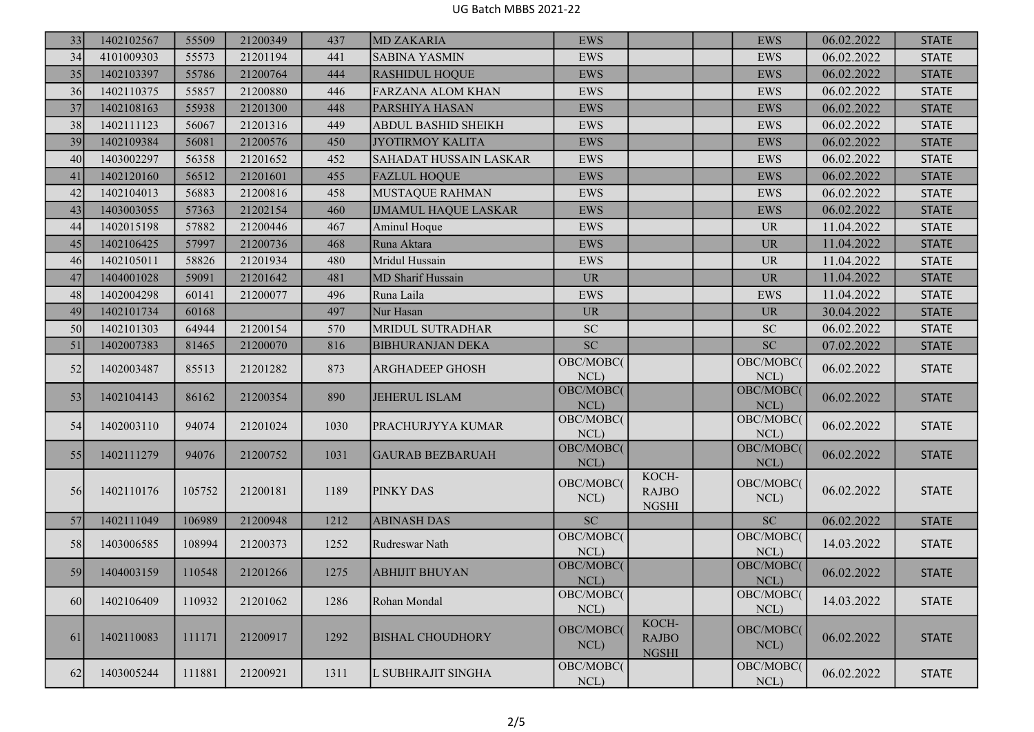| | | | | | | | | | | | |
|---|---|---|---|---|---|---|---|---|---|---|---|
| 33 | 1402102567 | 55509 | 21200349 | 437 | MD ZAKARIA | EWS | | | EWS | 06.02.2022 | STATE |
| 34 | 4101009303 | 55573 | 21201194 | 441 | SABINA YASMIN | EWS | | | EWS | 06.02.2022 | STATE |
| 35 | 1402103397 | 55786 | 21200764 | 444 | RASHIDUL HOQUE | EWS | | | EWS | 06.02.2022 | STATE |
| 36 | 1402110375 | 55857 | 21200880 | 446 | FARZANA ALOM KHAN | EWS | | | EWS | 06.02.2022 | STATE |
| 37 | 1402108163 | 55938 | 21201300 | 448 | PARSHIYA HASAN | EWS | | | EWS | 06.02.2022 | STATE |
| 38 | 1402111123 | 56067 | 21201316 | 449 | ABDUL BASHID SHEIKH | EWS | | | EWS | 06.02.2022 | STATE |
| 39 | 1402109384 | 56081 | 21200576 | 450 | JYOTIRMOY KALITA | EWS | | | EWS | 06.02.2022 | STATE |
| 40 | 1403002297 | 56358 | 21201652 | 452 | SAHADAT HUSSAIN LASKAR | EWS | | | EWS | 06.02.2022 | STATE |
| 41 | 1402120160 | 56512 | 21201601 | 455 | FAZLUL HOQUE | EWS | | | EWS | 06.02.2022 | STATE |
| 42 | 1402104013 | 56883 | 21200816 | 458 | MUSTAQUE RAHMAN | EWS | | | EWS | 06.02.2022 | STATE |
| 43 | 1403003055 | 57363 | 21202154 | 460 | IJMAMUL HAQUE LASKAR | EWS | | | EWS | 06.02.2022 | STATE |
| 44 | 1402015198 | 57882 | 21200446 | 467 | Aminul Hoque | EWS | | | UR | 11.04.2022 | STATE |
| 45 | 1402106425 | 57997 | 21200736 | 468 | Runa Aktara | EWS | | | UR | 11.04.2022 | STATE |
| 46 | 1402105011 | 58826 | 21201934 | 480 | Mridul Hussain | EWS | | | UR | 11.04.2022 | STATE |
| 47 | 1404001028 | 59091 | 21201642 | 481 | MD Sharif Hussain | UR | | | UR | 11.04.2022 | STATE |
| 48 | 1402004298 | 60141 | 21200077 | 496 | Runa Laila | EWS | | | EWS | 11.04.2022 | STATE |
| 49 | 1402101734 | 60168 | | 497 | Nur Hasan | UR | | | UR | 30.04.2022 | STATE |
| 50 | 1402101303 | 64944 | 21200154 | 570 | MRIDUL SUTRADHAR | SC | | | SC | 06.02.2022 | STATE |
| 51 | 1402007383 | 81465 | 21200070 | 816 | BIBHURANJAN DEKA | SC | | | SC | 07.02.2022 | STATE |
| 52 | 1402003487 | 85513 | 21201282 | 873 | ARGHADEEP GHOSH | OBC/MOBC(NCL) | | | OBC/MOBC(NCL) | 06.02.2022 | STATE |
| 53 | 1402104143 | 86162 | 21200354 | 890 | JEHERUL ISLAM | OBC/MOBC(NCL) | | | OBC/MOBC(NCL) | 06.02.2022 | STATE |
| 54 | 1402003110 | 94074 | 21201024 | 1030 | PRACHURJYYA KUMAR | OBC/MOBC(NCL) | | | OBC/MOBC(NCL) | 06.02.2022 | STATE |
| 55 | 1402111279 | 94076 | 21200752 | 1031 | GAURAB BEZBARUAH | OBC/MOBC(NCL) | | | OBC/MOBC(NCL) | 06.02.2022 | STATE |
| 56 | 1402110176 | 105752 | 21200181 | 1189 | PINKY DAS | OBC/MOBC(NCL) | KOCH-RAJBONGSHI | | OBC/MOBC(NCL) | 06.02.2022 | STATE |
| 57 | 1402111049 | 106989 | 21200948 | 1212 | ABINASH DAS | SC | | | SC | 06.02.2022 | STATE |
| 58 | 1403006585 | 108994 | 21200373 | 1252 | Rudreswar Nath | OBC/MOBC(NCL) | | | OBC/MOBC(NCL) | 14.03.2022 | STATE |
| 59 | 1404003159 | 110548 | 21201266 | 1275 | ABHIJIT BHUYAN | OBC/MOBC(NCL) | | | OBC/MOBC(NCL) | 06.02.2022 | STATE |
| 60 | 1402106409 | 110932 | 21201062 | 1286 | Rohan Mondal | OBC/MOBC(NCL) | | | OBC/MOBC(NCL) | 14.03.2022 | STATE |
| 61 | 1402110083 | 111171 | 21200917 | 1292 | BISHAL CHOUDHORY | OBC/MOBC(NCL) | KOCH-RAJBONGSHI | | OBC/MOBC(NCL) | 06.02.2022 | STATE |
| 62 | 1403005244 | 111881 | 21200921 | 1311 | L SUBHRAJIT SINGHA | OBC/MOBC(NCL) | | | OBC/MOBC(NCL) | 06.02.2022 | STATE |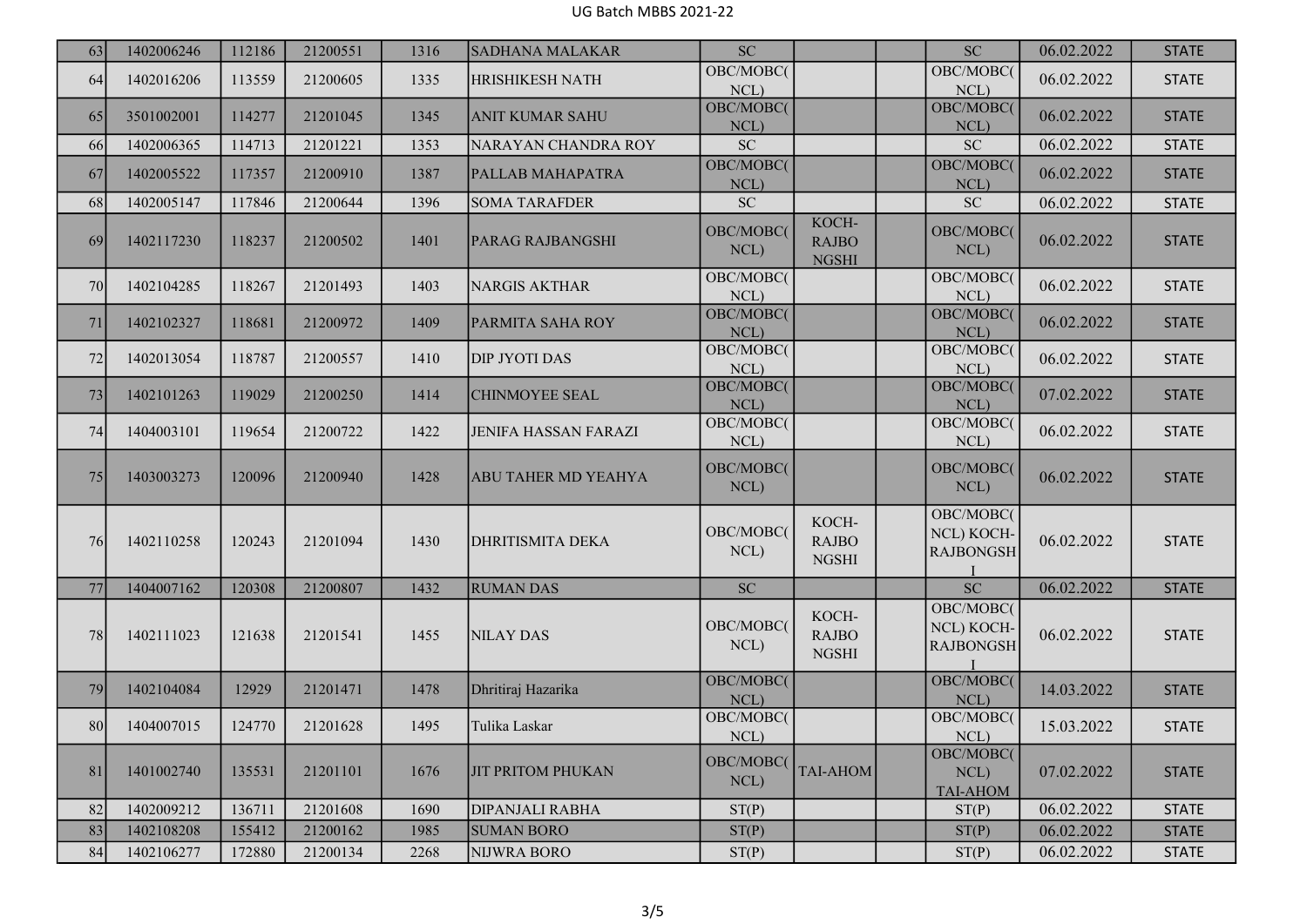| 63 | 1402006246 | 112186 | 21200551 | 1316 | SADHANA MALAKAR | SC | | | SC | 06.02.2022 | STATE |
|---|---|---|---|---|---|---|---|---|---|---|---|
| 64 | 1402016206 | 113559 | 21200605 | 1335 | HRISHIKESH NATH | OBC/MOBC(NCL) | | | OBC/MOBC(NCL) | 06.02.2022 | STATE |
| 65 | 3501002001 | 114277 | 21201045 | 1345 | ANIT KUMAR SAHU | OBC/MOBC(NCL) | | | OBC/MOBC(NCL) | 06.02.2022 | STATE |
| 66 | 1402006365 | 114713 | 21201221 | 1353 | NARAYAN CHANDRA ROY | SC | | | SC | 06.02.2022 | STATE |
| 67 | 1402005522 | 117357 | 21200910 | 1387 | PALLAB MAHAPATRA | OBC/MOBC(NCL) | | | OBC/MOBC(NCL) | 06.02.2022 | STATE |
| 68 | 1402005147 | 117846 | 21200644 | 1396 | SOMA TARAFDER | SC | | | SC | 06.02.2022 | STATE |
| 69 | 1402117230 | 118237 | 21200502 | 1401 | PARAG RAJBANGSHI | OBC/MOBC(NCL) | KOCH-RAJBONGSHI | | OBC/MOBC(NCL) | 06.02.2022 | STATE |
| 70 | 1402104285 | 118267 | 21201493 | 1403 | NARGIS AKTHAR | OBC/MOBC(NCL) | | | OBC/MOBC(NCL) | 06.02.2022 | STATE |
| 71 | 1402102327 | 118681 | 21200972 | 1409 | PARMITA SAHA ROY | OBC/MOBC(NCL) | | | OBC/MOBC(NCL) | 06.02.2022 | STATE |
| 72 | 1402013054 | 118787 | 21200557 | 1410 | DIP JYOTI DAS | OBC/MOBC(NCL) | | | OBC/MOBC(NCL) | 06.02.2022 | STATE |
| 73 | 1402101263 | 119029 | 21200250 | 1414 | CHINMOYEE SEAL | OBC/MOBC(NCL) | | | OBC/MOBC(NCL) | 07.02.2022 | STATE |
| 74 | 1404003101 | 119654 | 21200722 | 1422 | JENIFA HASSAN FARAZI | OBC/MOBC(NCL) | | | OBC/MOBC(NCL) | 06.02.2022 | STATE |
| 75 | 1403003273 | 120096 | 21200940 | 1428 | ABU TAHER MD YEAHYA | OBC/MOBC(NCL) | | | OBC/MOBC(NCL) | 06.02.2022 | STATE |
| 76 | 1402110258 | 120243 | 21201094 | 1430 | DHRITISMITA DEKA | OBC/MOBC(NCL) | KOCH-RAJBONGSHI | | OBC/MOBC(NCL) KOCH-RAJBONGSHI | 06.02.2022 | STATE |
| 77 | 1404007162 | 120308 | 21200807 | 1432 | RUMAN DAS | SC | | | SC | 06.02.2022 | STATE |
| 78 | 1402111023 | 121638 | 21201541 | 1455 | NILAY DAS | OBC/MOBC(NCL) | KOCH-RAJBONGSHI | | OBC/MOBC(NCL) KOCH-RAJBONGSHI | 06.02.2022 | STATE |
| 79 | 1402104084 | 12929 | 21201471 | 1478 | Dhritiraj Hazarika | OBC/MOBC(NCL) | | | OBC/MOBC(NCL) | 14.03.2022 | STATE |
| 80 | 1404007015 | 124770 | 21201628 | 1495 | Tulika Laskar | OBC/MOBC(NCL) | | | OBC/MOBC(NCL) | 15.03.2022 | STATE |
| 81 | 1401002740 | 135531 | 21201101 | 1676 | JIT PRITOM PHUKAN | OBC/MOBC(NCL) | TAI-AHOM | | OBC/MOBC(NCL) TAI-AHOM | 07.02.2022 | STATE |
| 82 | 1402009212 | 136711 | 21201608 | 1690 | DIPANJALI RABHA | ST(P) | | | ST(P) | 06.02.2022 | STATE |
| 83 | 1402108208 | 155412 | 21200162 | 1985 | SUMAN BORO | ST(P) | | | ST(P) | 06.02.2022 | STATE |
| 84 | 1402106277 | 172880 | 21200134 | 2268 | NIJWRA BORO | ST(P) | | | ST(P) | 06.02.2022 | STATE |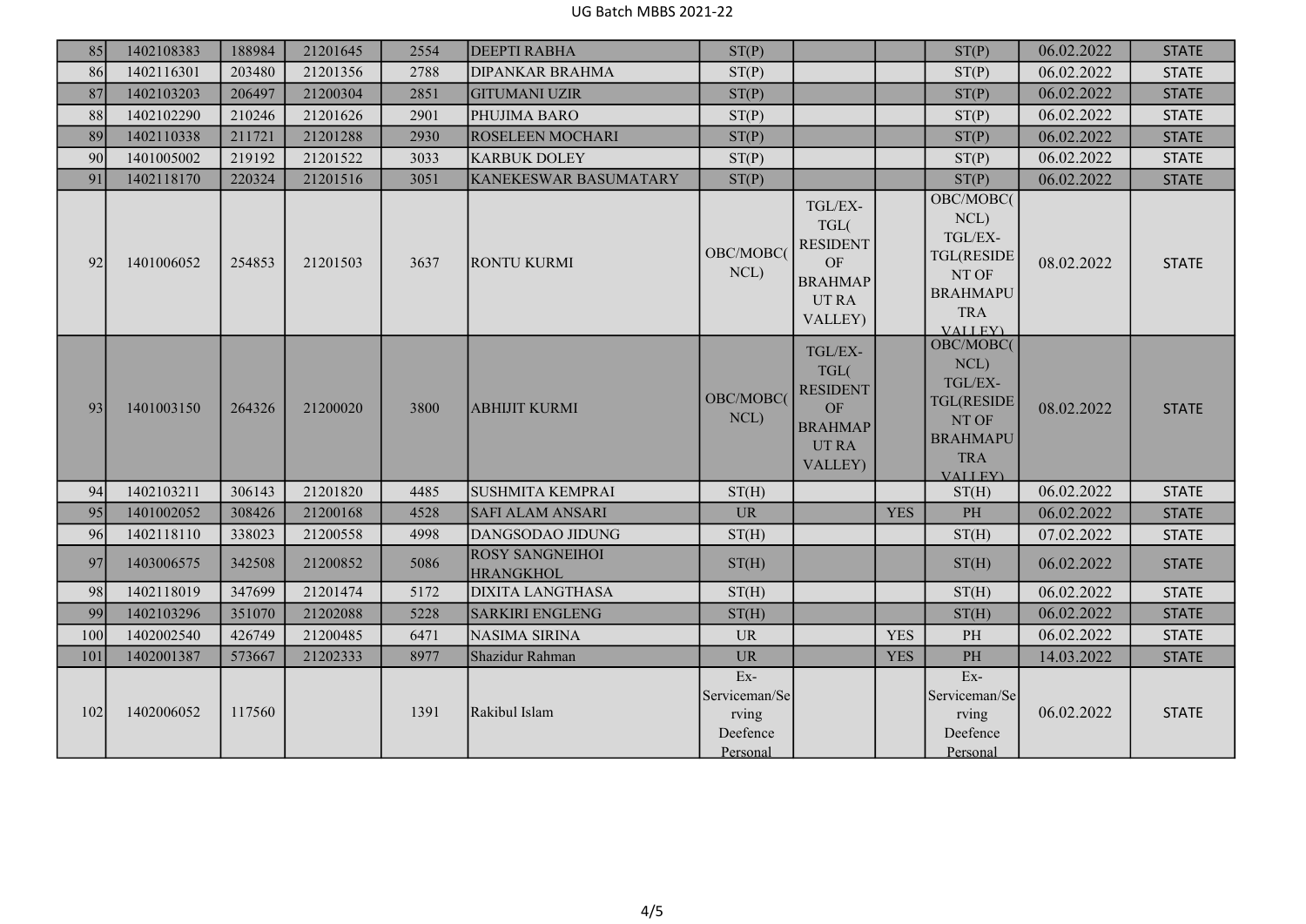| 85 | 1402108383 | 188984 | 21201645 | 2554 | DEEPTI RABHA | ST(P) | | | ST(P) | 06.02.2022 | STATE |
|---|---|---|---|---|---|---|---|---|---|---|---|
| 86 | 1402116301 | 203480 | 21201356 | 2788 | DIPANKAR BRAHMA | ST(P) | | | ST(P) | 06.02.2022 | STATE |
| 87 | 1402103203 | 206497 | 21200304 | 2851 | GITUMANI UZIR | ST(P) | | | ST(P) | 06.02.2022 | STATE |
| 88 | 1402102290 | 210246 | 21201626 | 2901 | PHUJIMA BARO | ST(P) | | | ST(P) | 06.02.2022 | STATE |
| 89 | 1402110338 | 211721 | 21201288 | 2930 | ROSELEEN MOCHARI | ST(P) | | | ST(P) | 06.02.2022 | STATE |
| 90 | 1401005002 | 219192 | 21201522 | 3033 | KARBUK DOLEY | ST(P) | | | ST(P) | 06.02.2022 | STATE |
| 91 | 1402118170 | 220324 | 21201516 | 3051 | KANEKESWAR BASUMATARY | ST(P) | | | ST(P) | 06.02.2022 | STATE |
| 92 | 1401006052 | 254853 | 21201503 | 3637 | RONTU KURMI | OBC/MOBC(NCL) | TGL/EX-TGL(RESIDENT OF BRAHMAPUTRA VALLEY) | | OBC/MOBC(NCL) TGL/EX-TGL(RESIDENT OF BRAHMAPUTRA VALLEY) | 08.02.2022 | STATE |
| 93 | 1401003150 | 264326 | 21200020 | 3800 | ABHIJIT KURMI | OBC/MOBC(NCL) | TGL/EX-TGL(RESIDENT OF BRAHMAPUTRA VALLEY) | | OBC/MOBC(NCL) TGL/EX-TGL(RESIDENT OF BRAHMAPUTRA VALLEY) | 08.02.2022 | STATE |
| 94 | 1402103211 | 306143 | 21201820 | 4485 | SUSHMITA KEMPRAI | ST(H) | | | ST(H) | 06.02.2022 | STATE |
| 95 | 1401002052 | 308426 | 21200168 | 4528 | SAFI ALAM ANSARI | UR | | YES | PH | 06.02.2022 | STATE |
| 96 | 1402118110 | 338023 | 21200558 | 4998 | DANGSODAO JIDUNG | ST(H) | | | ST(H) | 07.02.2022 | STATE |
| 97 | 1403006575 | 342508 | 21200852 | 5086 | ROSY SANGNEIHOI HRANGKHOL | ST(H) | | | ST(H) | 06.02.2022 | STATE |
| 98 | 1402118019 | 347699 | 21201474 | 5172 | DIXITA LANGTHASA | ST(H) | | | ST(H) | 06.02.2022 | STATE |
| 99 | 1402103296 | 351070 | 21202088 | 5228 | SARKIRI ENGLENG | ST(H) | | | ST(H) | 06.02.2022 | STATE |
| 100 | 1402002540 | 426749 | 21200485 | 6471 | NASIMA SIRINA | UR | | YES | PH | 06.02.2022 | STATE |
| 101 | 1402001387 | 573667 | 21202333 | 8977 | Shazidur Rahman | UR | | YES | PH | 14.03.2022 | STATE |
| 102 | 1402006052 | 117560 | | 1391 | Rakibul Islam | Ex-Serviceman/Serving Deefence Personal | | | Ex-Serviceman/Serving Deefence Personal | 06.02.2022 | STATE |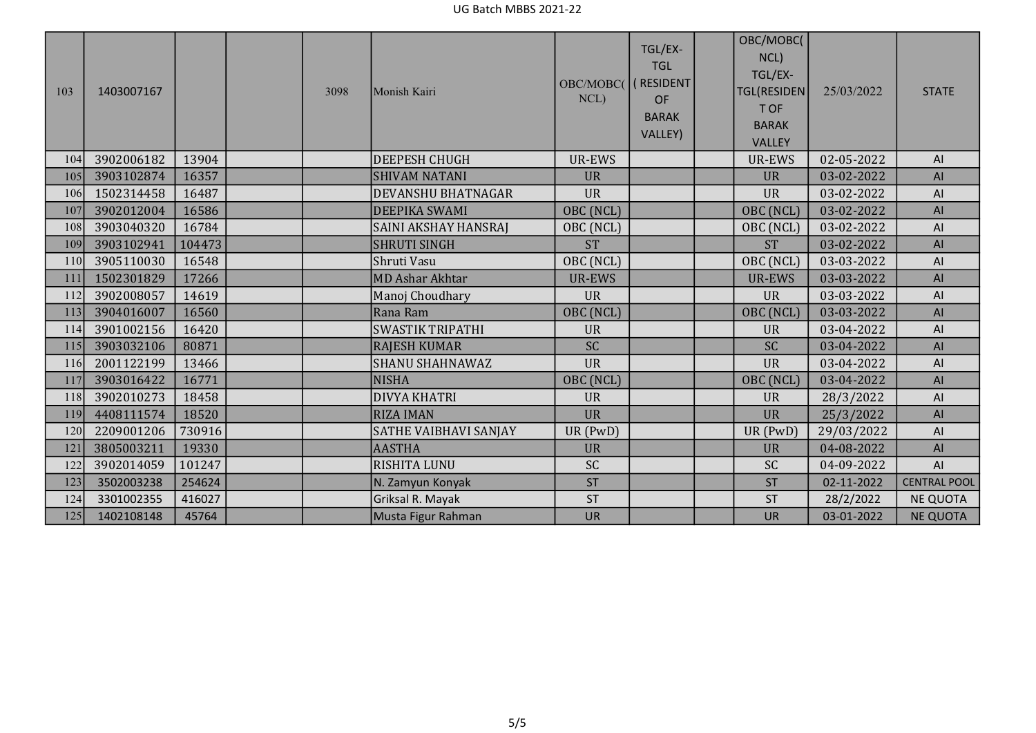| | | | | | | | | | | | |
|---|---|---|---|---|---|---|---|---|---|---|---|
| 103 | 1403007167 | | | 3098 | Monish Kairi | OBC/MOBC(NCL) | TGL/EX-TGL (RESIDENT OF BARAK VALLEY) | | OBC/MOBC(NCL) TGL/EX-TGL(RESIDENT OF BARAK VALLEY | 25/03/2022 | STATE |
| 104 | 3902006182 | 13904 | | | DEEPESH CHUGH | UR-EWS | | | UR-EWS | 02-05-2022 | AI |
| 105 | 3903102874 | 16357 | | | SHIVAM NATANI | UR | | | UR | 03-02-2022 | AI |
| 106 | 1502314458 | 16487 | | | DEVANSHU BHATNAGAR | UR | | | UR | 03-02-2022 | AI |
| 107 | 3902012004 | 16586 | | | DEEPIKA SWAMI | OBC (NCL) | | | OBC (NCL) | 03-02-2022 | AI |
| 108 | 3903040320 | 16784 | | | SAINI AKSHAY HANSRAJ | OBC (NCL) | | | OBC (NCL) | 03-02-2022 | AI |
| 109 | 3903102941 | 104473 | | | SHRUTI SINGH | ST | | | ST | 03-02-2022 | AI |
| 110 | 3905110030 | 16548 | | | Shruti Vasu | OBC (NCL) | | | OBC (NCL) | 03-03-2022 | AI |
| 111 | 1502301829 | 17266 | | | MD Ashar Akhtar | UR-EWS | | | UR-EWS | 03-03-2022 | AI |
| 112 | 3902008057 | 14619 | | | Manoj Choudhary | UR | | | UR | 03-03-2022 | AI |
| 113 | 3904016007 | 16560 | | | Rana Ram | OBC (NCL) | | | OBC (NCL) | 03-03-2022 | AI |
| 114 | 3901002156 | 16420 | | | SWASTIK TRIPATHI | UR | | | UR | 03-04-2022 | AI |
| 115 | 3903032106 | 80871 | | | RAJESH KUMAR | SC | | | SC | 03-04-2022 | AI |
| 116 | 2001122199 | 13466 | | | SHANU SHAHNAWAZ | UR | | | UR | 03-04-2022 | AI |
| 117 | 3903016422 | 16771 | | | NISHA | OBC (NCL) | | | OBC (NCL) | 03-04-2022 | AI |
| 118 | 3902010273 | 18458 | | | DIVYA KHATRI | UR | | | UR | 28/3/2022 | AI |
| 119 | 4408111574 | 18520 | | | RIZA IMAN | UR | | | UR | 25/3/2022 | AI |
| 120 | 2209001206 | 730916 | | | SATHE VAIBHAVI SANJAY | UR (PwD) | | | UR (PwD) | 29/03/2022 | AI |
| 121 | 3805003211 | 19330 | | | AASTHA | UR | | | UR | 04-08-2022 | AI |
| 122 | 3902014059 | 101247 | | | RISHITA LUNU | SC | | | SC | 04-09-2022 | AI |
| 123 | 3502003238 | 254624 | | | N. Zamyun Konyak | ST | | | ST | 02-11-2022 | CENTRAL POOL |
| 124 | 3301002355 | 416027 | | | Griksal R. Mayak | ST | | | ST | 28/2/2022 | NE QUOTA |
| 125 | 1402108148 | 45764 | | | Musta Figur Rahman | UR | | | UR | 03-01-2022 | NE QUOTA |